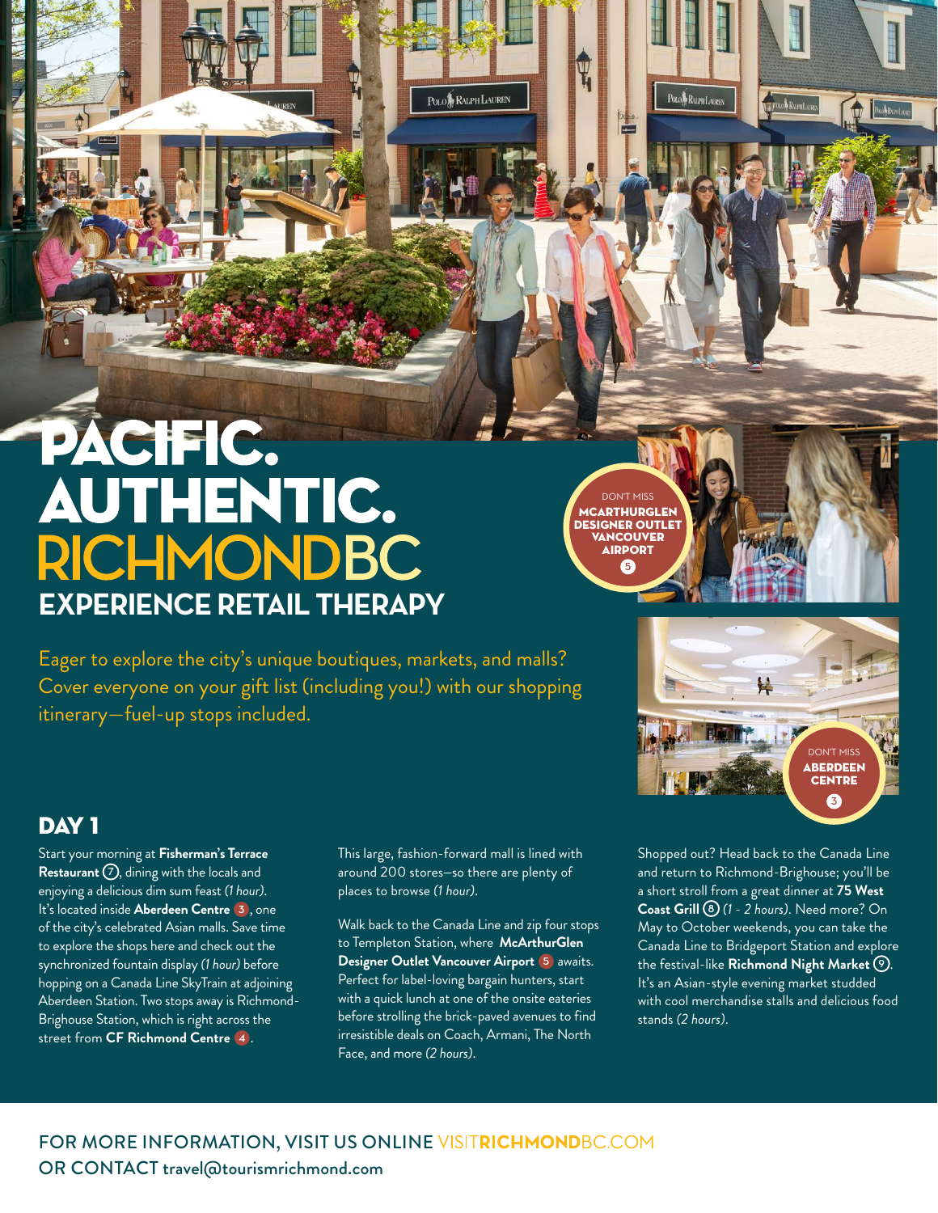# PACIFIC. AUTHENTIC. RICHMONDBC

## EXPERIENCE RETAIL THERAPY

Eager to explore the city's unique boutiques, markets, and malls? Cover everyone on your gift list (including you!) with our shopping itinerary—fuel-up stops included.

DON'T MISS
**MCARTHURGLEN DESIGNER OUTLET VANCOUVER AIRPORT** 5

DON'T MISS
**ABERDEEN CENTRE** 3

## DAY 1

Start your morning at **Fisherman's Terrace Restaurant** 7, dining with the locals and enjoying a delicious dim sum feast *(1 hour)*. It's located inside **Aberdeen Centre** 3, one of the city's celebrated Asian malls. Save time to explore the shops here and check out the synchronized fountain display *(1 hour)* before hopping on a Canada Line SkyTrain at adjoining Aberdeen Station. Two stops away is Richmond-Brighouse Station, which is right across the street from **CF Richmond Centre** 4.

This large, fashion-forward mall is lined with around 200 stores—so there are plenty of places to browse *(1 hour)*.

Walk back to the Canada Line and zip four stops to Templeton Station, where **McArthurGlen Designer Outlet Vancouver Airport** 5 awaits. Perfect for label-loving bargain hunters, start with a quick lunch at one of the onsite eateries before strolling the brick-paved avenues to find irresistible deals on Coach, Armani, The North Face, and more *(2 hours)*.

Shopped out? Head back to the Canada Line and return to Richmond-Brighouse; you'll be a short stroll from a great dinner at **75 West Coast Grill** 8 *(1 - 2 hours)*. Need more? On May to October weekends, you can take the Canada Line to Bridgeport Station and explore the festival-like **Richmond Night Market** 9. It's an Asian-style evening market studded with cool merchandise stalls and delicious food stands *(2 hours)*.

FOR MORE INFORMATION, VISIT US ONLINE VISITRICHMONDBC.COM
OR CONTACT travel@tourismrichmond.com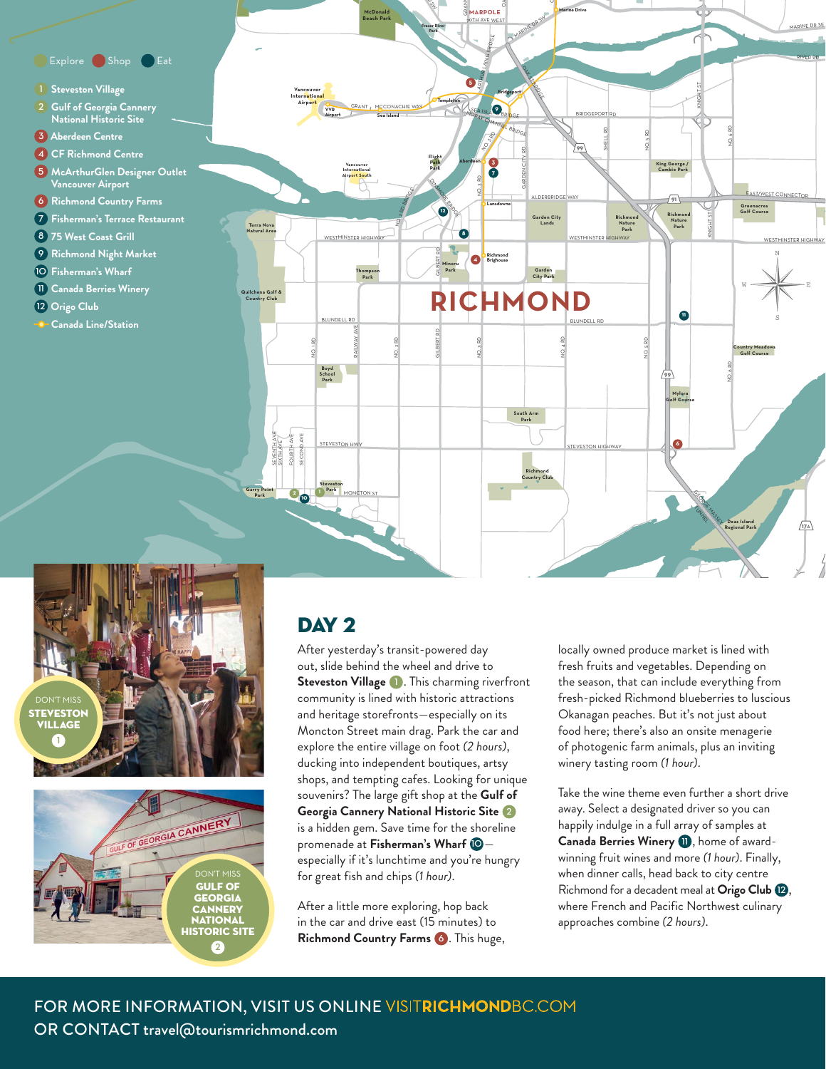Explore Shop Eat

1 Steveston Village
2 Gulf of Georgia Cannery National Historic Site
3 Aberdeen Centre
4 CF Richmond Centre
5 McArthurGlen Designer Outlet Vancouver Airport
6 Richmond Country Farms
7 Fisherman's Terrace Restaurant
8 75 West Coast Grill
9 Richmond Night Market
10 Fisherman's Wharf
11 Canada Berries Winery
12 Origo Club
Canada Line/Station

RICHMOND

DON'T MISS
STEVESTON VILLAGE
1

DON'T MISS
GULF OF GEORGIA CANNERY NATIONAL HISTORIC SITE
2

## DAY 2

After yesterday's transit-powered day out, slide behind the wheel and drive to **Steveston Village** 1. This charming riverfront community is lined with historic attractions and heritage storefronts—especially on its Moncton Street main drag. Park the car and explore the entire village on foot *(2 hours)*, ducking into independent boutiques, artsy shops, and tempting cafes. Looking for unique souvenirs? The large gift shop at the **Gulf of Georgia Cannery National Historic Site** 2 is a hidden gem. Save time for the shoreline promenade at **Fisherman's Wharf** 10—especially if it's lunchtime and you're hungry for great fish and chips *(1 hour)*.

After a little more exploring, hop back in the car and drive east (15 minutes) to **Richmond Country Farms** 6. This huge, locally owned produce market is lined with fresh fruits and vegetables. Depending on the season, that can include everything from fresh-picked Richmond blueberries to luscious Okanagan peaches. But it's not just about food here; there's also an onsite menagerie of photogenic farm animals, plus an inviting winery tasting room *(1 hour)*.

Take the wine theme even further a short drive away. Select a designated driver so you can happily indulge in a full array of samples at **Canada Berries Winery** 11, home of award-winning fruit wines and more *(1 hour)*. Finally, when dinner calls, head back to city centre Richmond for a decadent meal at **Origo Club** 12, where French and Pacific Northwest culinary approaches combine *(2 hours)*.

FOR MORE INFORMATION, VISIT US ONLINE VISITRICHMONDBC.COM
OR CONTACT travel@tourismrichmond.com